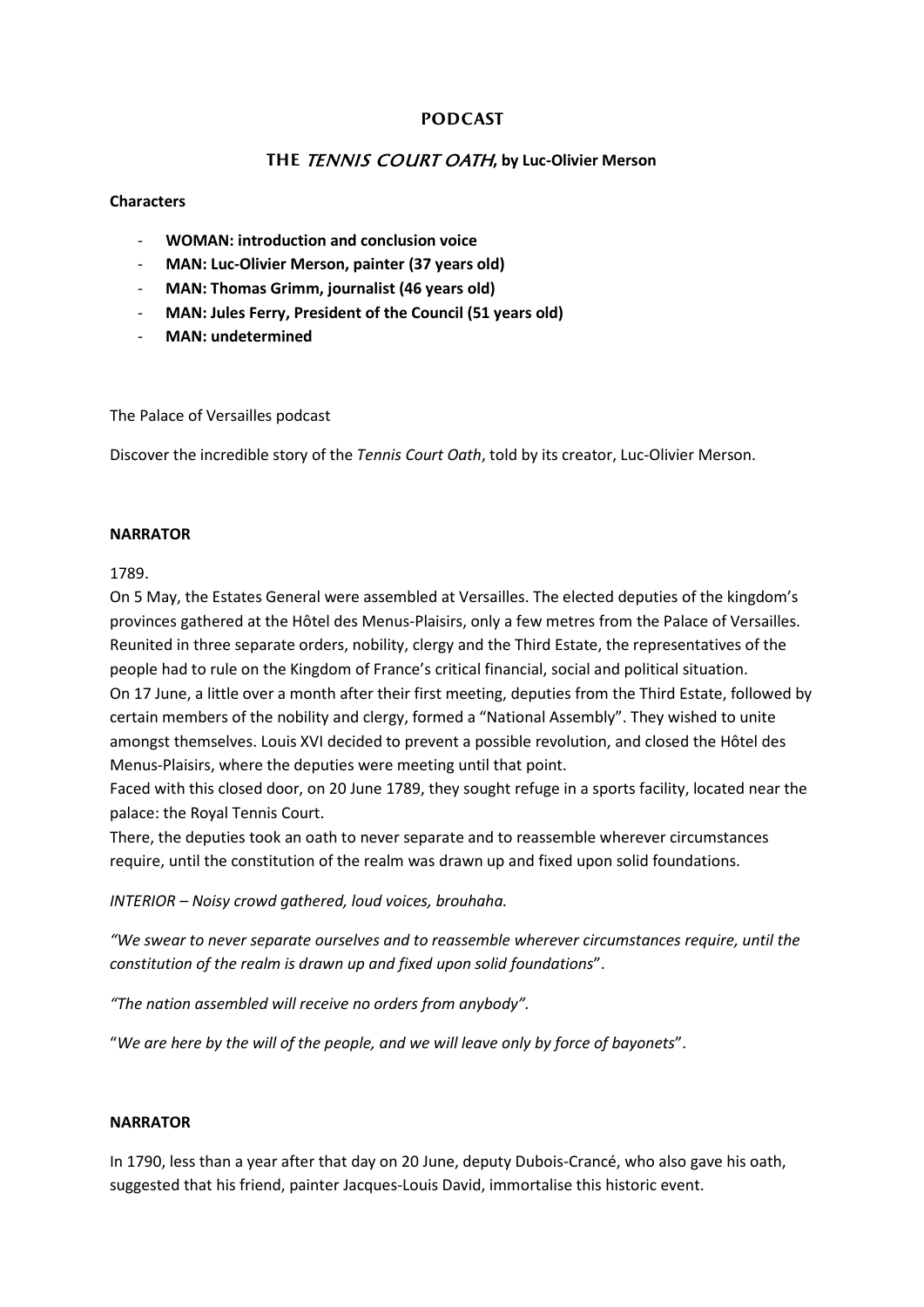# PODCAST

## THE *TENNIS COURT OATH*, by Luc-Olivier Merson

**Characters**

- **WOMAN: introduction and conclusion voice**
- **MAN: Luc-Olivier Merson, painter (37 years old)**
- **MAN: Thomas Grimm, journalist (46 years old)**
- **MAN: Jules Ferry, President of the Council (51 years old)**
- **MAN: undetermined**

The Palace of Versailles podcast

Discover the incredible story of the *Tennis Court Oath*, told by its creator, Luc-Olivier Merson.

**NARRATOR**

1789.

On 5 May, the Estates General were assembled at Versailles. The elected deputies of the kingdom's provinces gathered at the Hôtel des Menus-Plaisirs, only a few metres from the Palace of Versailles. Reunited in three separate orders, nobility, clergy and the Third Estate, the representatives of the people had to rule on the Kingdom of France's critical financial, social and political situation.

On 17 June, a little over a month after their first meeting, deputies from the Third Estate, followed by certain members of the nobility and clergy, formed a "National Assembly". They wished to unite amongst themselves. Louis XVI decided to prevent a possible revolution, and closed the Hôtel des Menus-Plaisirs, where the deputies were meeting until that point.

Faced with this closed door, on 20 June 1789, they sought refuge in a sports facility, located near the palace: the Royal Tennis Court.

There, the deputies took an oath to never separate and to reassemble wherever circumstances require, until the constitution of the realm was drawn up and fixed upon solid foundations.

*INTERIOR – Noisy crowd gathered, loud voices, brouhaha.*

*"We swear to never separate ourselves and to reassemble wherever circumstances require, until the constitution of the realm is drawn up and fixed upon solid foundations*".

*"The nation assembled will receive no orders from anybody".*

"*We are here by the will of the people, and we will leave only by force of bayonets*".

**NARRATOR**

In 1790, less than a year after that day on 20 June, deputy Dubois-Crancé, who also gave his oath, suggested that his friend, painter Jacques-Louis David, immortalise this historic event.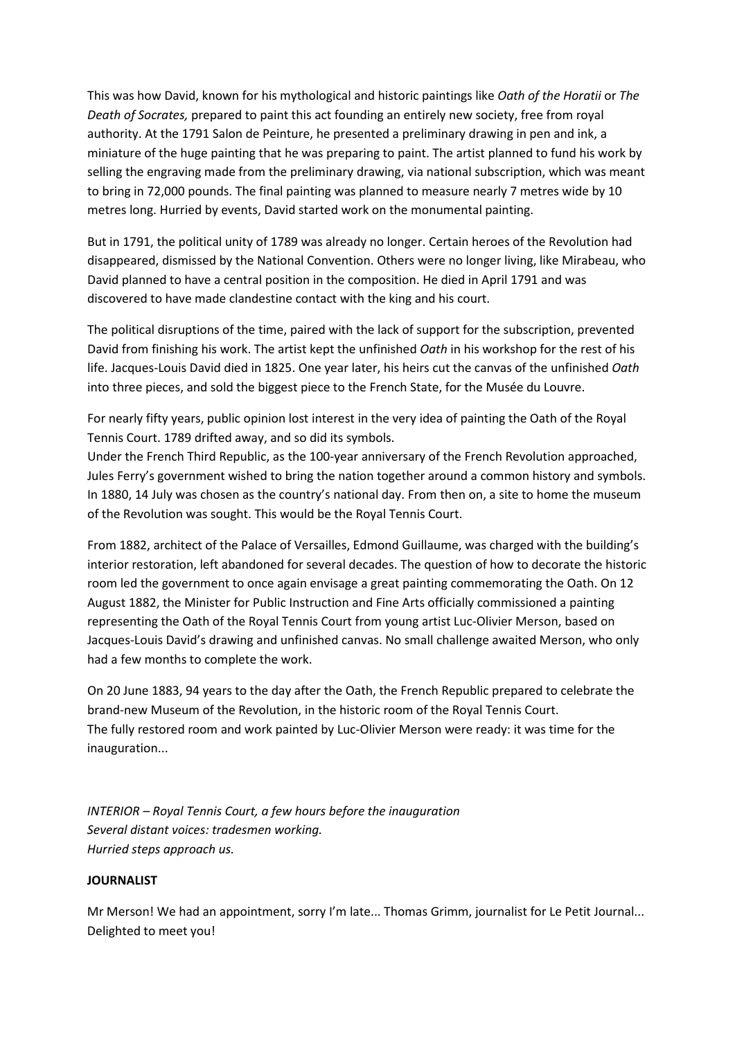This was how David, known for his mythological and historic paintings like *Oath of the Horatii* or *The Death of Socrates,* prepared to paint this act founding an entirely new society, free from royal authority. At the 1791 Salon de Peinture, he presented a preliminary drawing in pen and ink, a miniature of the huge painting that he was preparing to paint. The artist planned to fund his work by selling the engraving made from the preliminary drawing, via national subscription, which was meant to bring in 72,000 pounds. The final painting was planned to measure nearly 7 metres wide by 10 metres long. Hurried by events, David started work on the monumental painting.

But in 1791, the political unity of 1789 was already no longer. Certain heroes of the Revolution had disappeared, dismissed by the National Convention. Others were no longer living, like Mirabeau, who David planned to have a central position in the composition. He died in April 1791 and was discovered to have made clandestine contact with the king and his court.

The political disruptions of the time, paired with the lack of support for the subscription, prevented David from finishing his work. The artist kept the unfinished *Oath* in his workshop for the rest of his life. Jacques-Louis David died in 1825. One year later, his heirs cut the canvas of the unfinished *Oath* into three pieces, and sold the biggest piece to the French State, for the Musée du Louvre.

For nearly fifty years, public opinion lost interest in the very idea of painting the Oath of the Royal Tennis Court. 1789 drifted away, and so did its symbols.
Under the French Third Republic, as the 100-year anniversary of the French Revolution approached, Jules Ferry's government wished to bring the nation together around a common history and symbols. In 1880, 14 July was chosen as the country's national day. From then on, a site to home the museum of the Revolution was sought. This would be the Royal Tennis Court.

From 1882, architect of the Palace of Versailles, Edmond Guillaume, was charged with the building's interior restoration, left abandoned for several decades. The question of how to decorate the historic room led the government to once again envisage a great painting commemorating the Oath. On 12 August 1882, the Minister for Public Instruction and Fine Arts officially commissioned a painting representing the Oath of the Royal Tennis Court from young artist Luc-Olivier Merson, based on Jacques-Louis David's drawing and unfinished canvas. No small challenge awaited Merson, who only had a few months to complete the work.

On 20 June 1883, 94 years to the day after the Oath, the French Republic prepared to celebrate the brand-new Museum of the Revolution, in the historic room of the Royal Tennis Court.
The fully restored room and work painted by Luc-Olivier Merson were ready: it was time for the inauguration...

*INTERIOR – Royal Tennis Court, a few hours before the inauguration*
*Several distant voices: tradesmen working.*
*Hurried steps approach us.*

**JOURNALIST**

Mr Merson! We had an appointment, sorry I'm late... Thomas Grimm, journalist for Le Petit Journal... Delighted to meet you!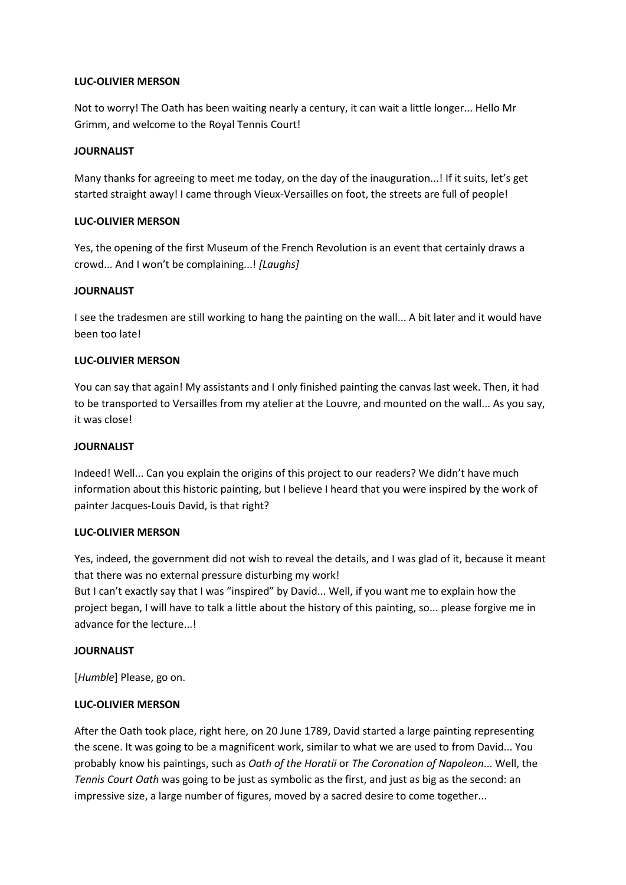**LUC-OLIVIER MERSON**

Not to worry! The Oath has been waiting nearly a century, it can wait a little longer... Hello Mr Grimm, and welcome to the Royal Tennis Court!

**JOURNALIST**

Many thanks for agreeing to meet me today, on the day of the inauguration...! If it suits, let's get started straight away! I came through Vieux-Versailles on foot, the streets are full of people!

**LUC-OLIVIER MERSON**

Yes, the opening of the first Museum of the French Revolution is an event that certainly draws a crowd... And I won't be complaining...! *[Laughs]*

**JOURNALIST**

I see the tradesmen are still working to hang the painting on the wall... A bit later and it would have been too late!

**LUC-OLIVIER MERSON**

You can say that again! My assistants and I only finished painting the canvas last week. Then, it had to be transported to Versailles from my atelier at the Louvre, and mounted on the wall... As you say, it was close!

**JOURNALIST**

Indeed! Well... Can you explain the origins of this project to our readers? We didn't have much information about this historic painting, but I believe I heard that you were inspired by the work of painter Jacques-Louis David, is that right?

**LUC-OLIVIER MERSON**

Yes, indeed, the government did not wish to reveal the details, and I was glad of it, because it meant that there was no external pressure disturbing my work!
But I can't exactly say that I was "inspired" by David... Well, if you want me to explain how the project began, I will have to talk a little about the history of this painting, so... please forgive me in advance for the lecture...!

**JOURNALIST**

[*Humble*] Please, go on.

**LUC-OLIVIER MERSON**

After the Oath took place, right here, on 20 June 1789, David started a large painting representing the scene. It was going to be a magnificent work, similar to what we are used to from David... You probably know his paintings, such as *Oath of the Horatii* or *The Coronation of Napoleon*... Well, the *Tennis Court Oath* was going to be just as symbolic as the first, and just as big as the second: an impressive size, a large number of figures, moved by a sacred desire to come together...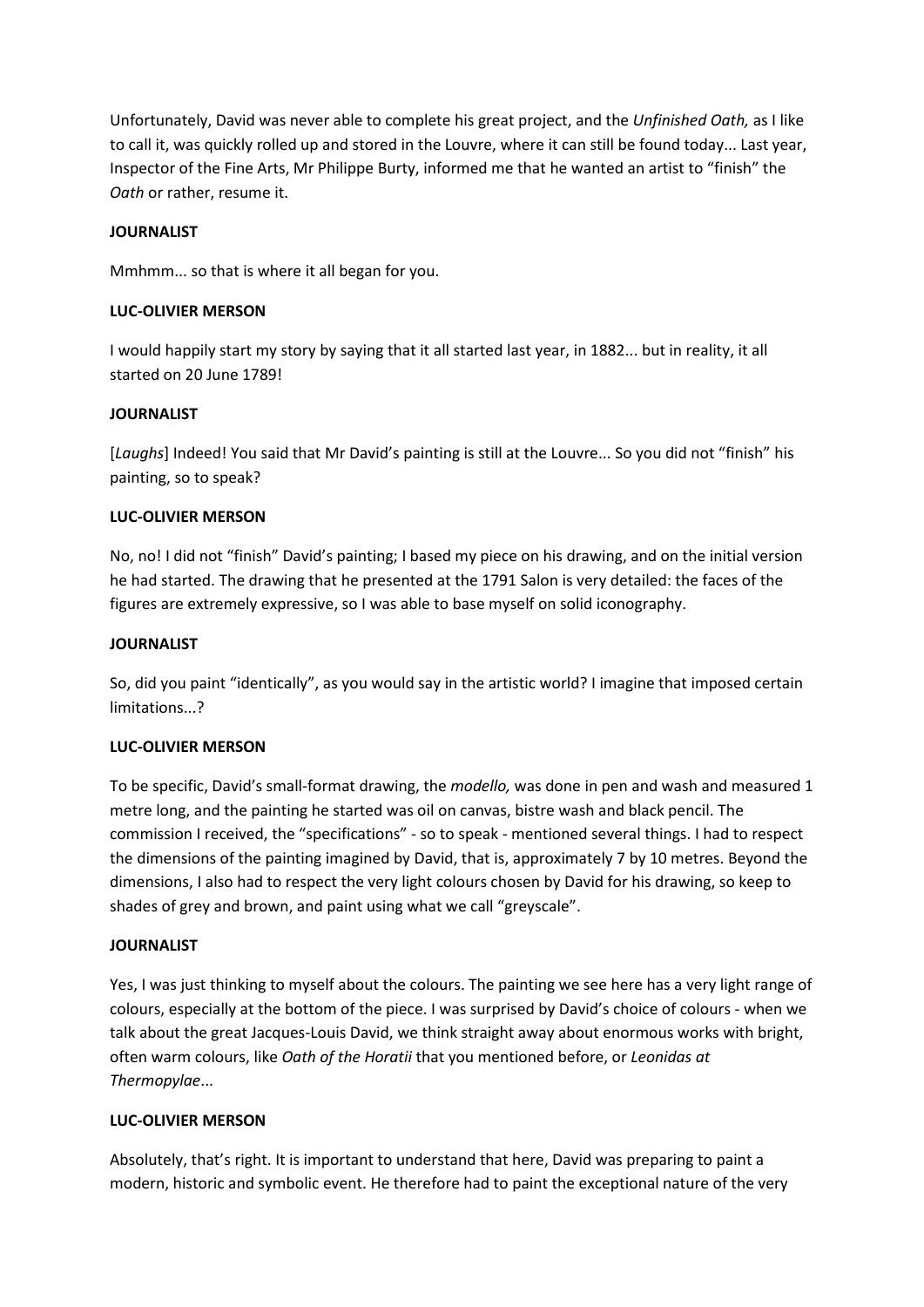Unfortunately, David was never able to complete his great project, and the *Unfinished Oath,* as I like to call it, was quickly rolled up and stored in the Louvre, where it can still be found today... Last year, Inspector of the Fine Arts, Mr Philippe Burty, informed me that he wanted an artist to "finish" the *Oath* or rather, resume it.

**JOURNALIST**

Mmhmm... so that is where it all began for you.

**LUC-OLIVIER MERSON**

I would happily start my story by saying that it all started last year, in 1882... but in reality, it all started on 20 June 1789!

**JOURNALIST**

[*Laughs*] Indeed! You said that Mr David's painting is still at the Louvre... So you did not "finish" his painting, so to speak?

**LUC-OLIVIER MERSON**

No, no! I did not "finish" David's painting; I based my piece on his drawing, and on the initial version he had started. The drawing that he presented at the 1791 Salon is very detailed: the faces of the figures are extremely expressive, so I was able to base myself on solid iconography.

**JOURNALIST**

So, did you paint "identically", as you would say in the artistic world? I imagine that imposed certain limitations...?

**LUC-OLIVIER MERSON**

To be specific, David's small-format drawing, the *modello,* was done in pen and wash and measured 1 metre long, and the painting he started was oil on canvas, bistre wash and black pencil. The commission I received, the "specifications" - so to speak - mentioned several things. I had to respect the dimensions of the painting imagined by David, that is, approximately 7 by 10 metres. Beyond the dimensions, I also had to respect the very light colours chosen by David for his drawing, so keep to shades of grey and brown, and paint using what we call "greyscale".

**JOURNALIST**

Yes, I was just thinking to myself about the colours. The painting we see here has a very light range of colours, especially at the bottom of the piece. I was surprised by David's choice of colours - when we talk about the great Jacques-Louis David, we think straight away about enormous works with bright, often warm colours, like *Oath of the Horatii* that you mentioned before, or *Leonidas at Thermopylae*...

**LUC-OLIVIER MERSON**

Absolutely, that's right. It is important to understand that here, David was preparing to paint a modern, historic and symbolic event. He therefore had to paint the exceptional nature of the very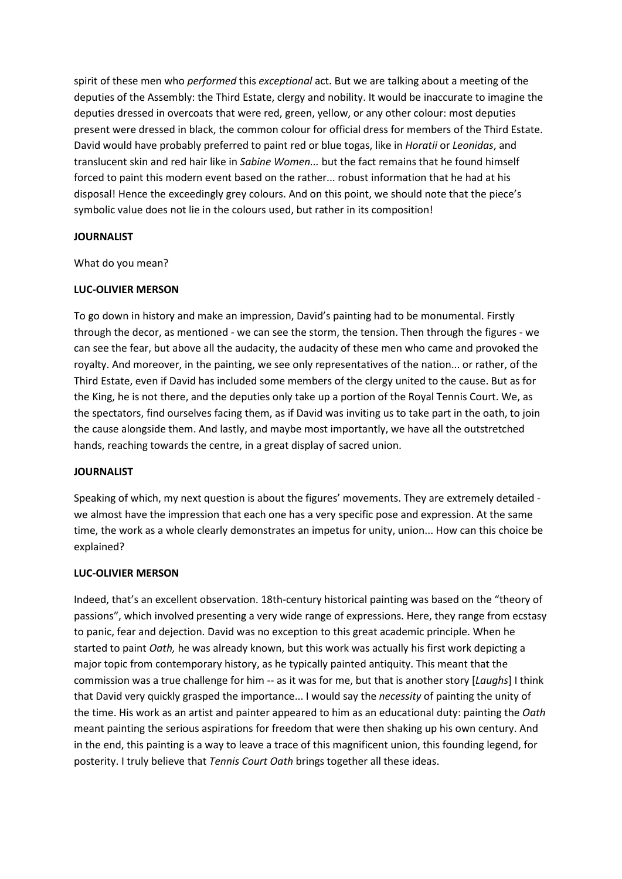spirit of these men who *performed* this *exceptional* act. But we are talking about a meeting of the deputies of the Assembly: the Third Estate, clergy and nobility. It would be inaccurate to imagine the deputies dressed in overcoats that were red, green, yellow, or any other colour: most deputies present were dressed in black, the common colour for official dress for members of the Third Estate. David would have probably preferred to paint red or blue togas, like in *Horatii* or *Leonidas*, and translucent skin and red hair like in *Sabine Women...* but the fact remains that he found himself forced to paint this modern event based on the rather... robust information that he had at his disposal! Hence the exceedingly grey colours. And on this point, we should note that the piece's symbolic value does not lie in the colours used, but rather in its composition!

**JOURNALIST**

What do you mean?

**LUC-OLIVIER MERSON**

To go down in history and make an impression, David's painting had to be monumental. Firstly through the decor, as mentioned - we can see the storm, the tension. Then through the figures - we can see the fear, but above all the audacity, the audacity of these men who came and provoked the royalty. And moreover, in the painting, we see only representatives of the nation... or rather, of the Third Estate, even if David has included some members of the clergy united to the cause. But as for the King, he is not there, and the deputies only take up a portion of the Royal Tennis Court. We, as the spectators, find ourselves facing them, as if David was inviting us to take part in the oath, to join the cause alongside them. And lastly, and maybe most importantly, we have all the outstretched hands, reaching towards the centre, in a great display of sacred union.

**JOURNALIST**

Speaking of which, my next question is about the figures' movements. They are extremely detailed - we almost have the impression that each one has a very specific pose and expression. At the same time, the work as a whole clearly demonstrates an impetus for unity, union... How can this choice be explained?

**LUC-OLIVIER MERSON**

Indeed, that's an excellent observation. 18th-century historical painting was based on the "theory of passions", which involved presenting a very wide range of expressions. Here, they range from ecstasy to panic, fear and dejection. David was no exception to this great academic principle. When he started to paint *Oath,* he was already known, but this work was actually his first work depicting a major topic from contemporary history, as he typically painted antiquity. This meant that the commission was a true challenge for him -- as it was for me, but that is another story [*Laughs*] I think that David very quickly grasped the importance... I would say the *necessity* of painting the unity of the time. His work as an artist and painter appeared to him as an educational duty: painting the *Oath* meant painting the serious aspirations for freedom that were then shaking up his own century. And in the end, this painting is a way to leave a trace of this magnificent union, this founding legend, for posterity. I truly believe that *Tennis Court Oath* brings together all these ideas.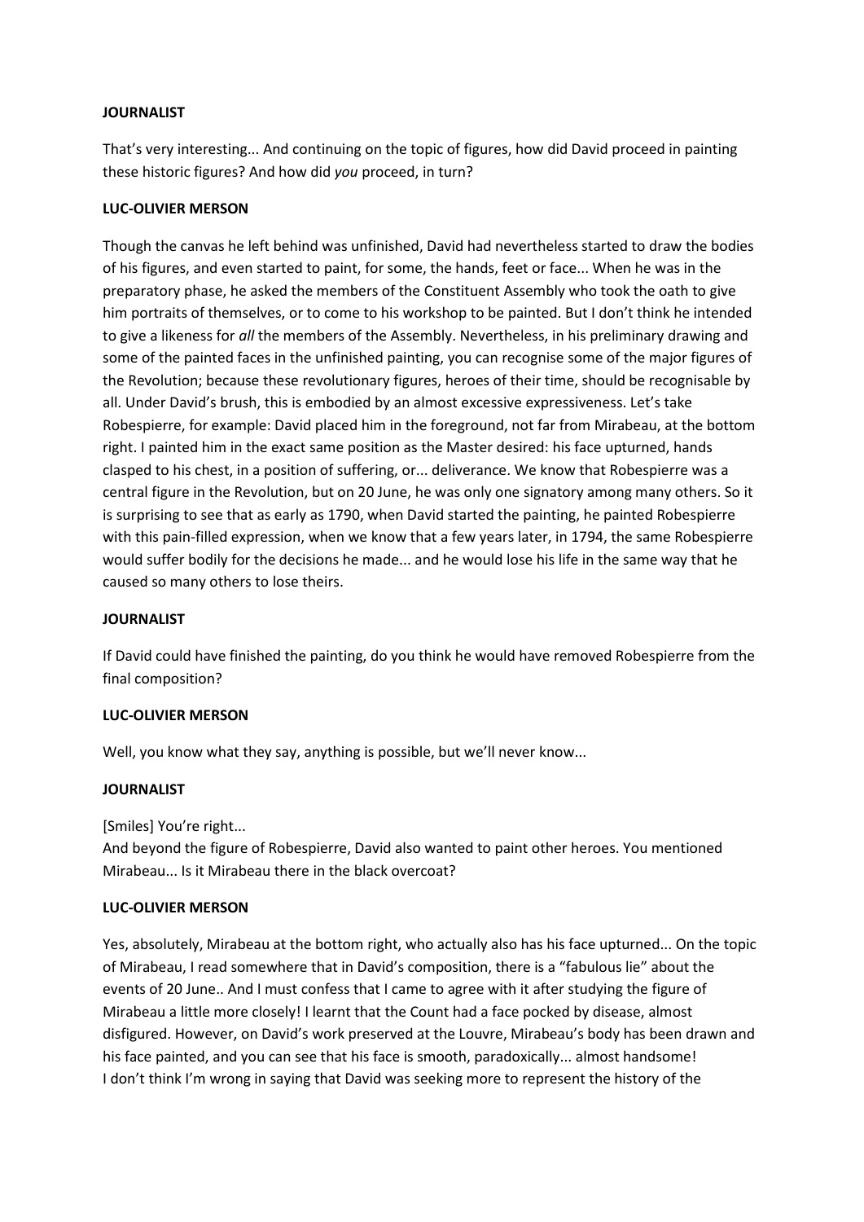**JOURNALIST**

That's very interesting... And continuing on the topic of figures, how did David proceed in painting these historic figures? And how did *you* proceed, in turn?

**LUC-OLIVIER MERSON**

Though the canvas he left behind was unfinished, David had nevertheless started to draw the bodies of his figures, and even started to paint, for some, the hands, feet or face... When he was in the preparatory phase, he asked the members of the Constituent Assembly who took the oath to give him portraits of themselves, or to come to his workshop to be painted. But I don't think he intended to give a likeness for *all* the members of the Assembly. Nevertheless, in his preliminary drawing and some of the painted faces in the unfinished painting, you can recognise some of the major figures of the Revolution; because these revolutionary figures, heroes of their time, should be recognisable by all. Under David's brush, this is embodied by an almost excessive expressiveness. Let's take Robespierre, for example: David placed him in the foreground, not far from Mirabeau, at the bottom right. I painted him in the exact same position as the Master desired: his face upturned, hands clasped to his chest, in a position of suffering, or... deliverance. We know that Robespierre was a central figure in the Revolution, but on 20 June, he was only one signatory among many others. So it is surprising to see that as early as 1790, when David started the painting, he painted Robespierre with this pain-filled expression, when we know that a few years later, in 1794, the same Robespierre would suffer bodily for the decisions he made... and he would lose his life in the same way that he caused so many others to lose theirs.

**JOURNALIST**

If David could have finished the painting, do you think he would have removed Robespierre from the final composition?

**LUC-OLIVIER MERSON**

Well, you know what they say, anything is possible, but we'll never know...

**JOURNALIST**

[Smiles] You're right...
And beyond the figure of Robespierre, David also wanted to paint other heroes. You mentioned Mirabeau... Is it Mirabeau there in the black overcoat?

**LUC-OLIVIER MERSON**

Yes, absolutely, Mirabeau at the bottom right, who actually also has his face upturned... On the topic of Mirabeau, I read somewhere that in David's composition, there is a "fabulous lie" about the events of 20 June.. And I must confess that I came to agree with it after studying the figure of Mirabeau a little more closely! I learnt that the Count had a face pocked by disease, almost disfigured. However, on David's work preserved at the Louvre, Mirabeau's body has been drawn and his face painted, and you can see that his face is smooth, paradoxically... almost handsome!
I don't think I'm wrong in saying that David was seeking more to represent the history of the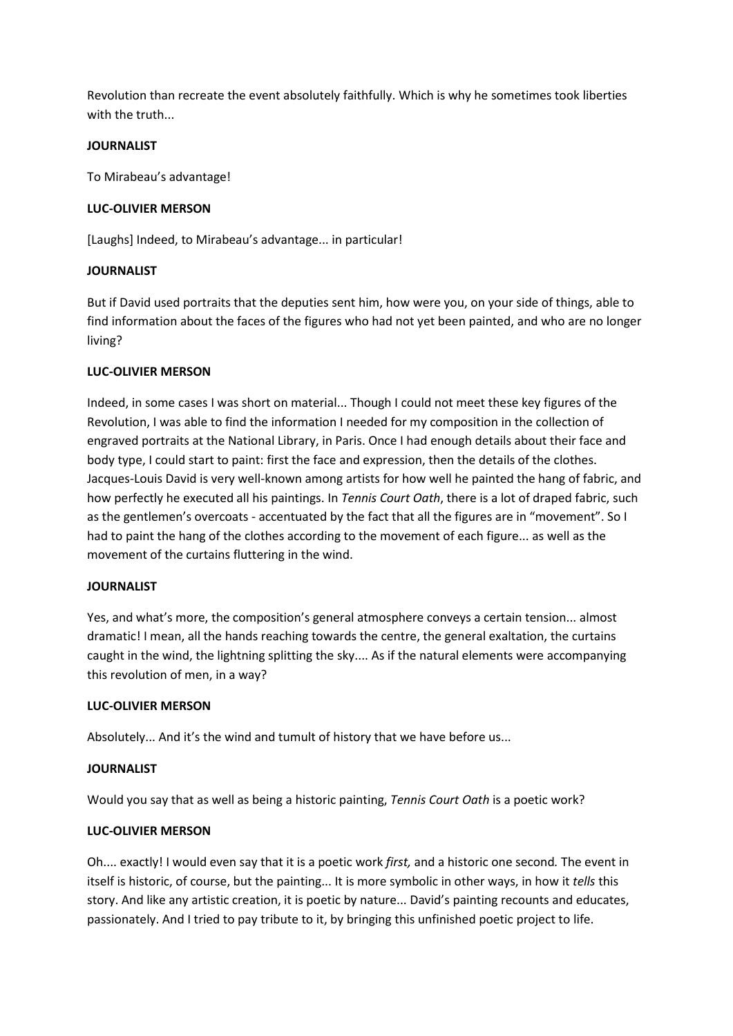Revolution than recreate the event absolutely faithfully. Which is why he sometimes took liberties with the truth...

**JOURNALIST**

To Mirabeau's advantage!

**LUC-OLIVIER MERSON**

[Laughs] Indeed, to Mirabeau's advantage... in particular!

**JOURNALIST**

But if David used portraits that the deputies sent him, how were you, on your side of things, able to find information about the faces of the figures who had not yet been painted, and who are no longer living?

**LUC-OLIVIER MERSON**

Indeed, in some cases I was short on material... Though I could not meet these key figures of the Revolution, I was able to find the information I needed for my composition in the collection of engraved portraits at the National Library, in Paris. Once I had enough details about their face and body type, I could start to paint: first the face and expression, then the details of the clothes. Jacques-Louis David is very well-known among artists for how well he painted the hang of fabric, and how perfectly he executed all his paintings. In *Tennis Court Oath*, there is a lot of draped fabric, such as the gentlemen's overcoats - accentuated by the fact that all the figures are in "movement". So I had to paint the hang of the clothes according to the movement of each figure... as well as the movement of the curtains fluttering in the wind.

**JOURNALIST**

Yes, and what's more, the composition's general atmosphere conveys a certain tension... almost dramatic! I mean, all the hands reaching towards the centre, the general exaltation, the curtains caught in the wind, the lightning splitting the sky.... As if the natural elements were accompanying this revolution of men, in a way?

**LUC-OLIVIER MERSON**

Absolutely... And it's the wind and tumult of history that we have before us...

**JOURNALIST**

Would you say that as well as being a historic painting, *Tennis Court Oath* is a poetic work?

**LUC-OLIVIER MERSON**

Oh.... exactly! I would even say that it is a poetic work *first,* and a historic one second. The event in itself is historic, of course, but the painting... It is more symbolic in other ways, in how it *tells* this story. And like any artistic creation, it is poetic by nature... David's painting recounts and educates, passionately. And I tried to pay tribute to it, by bringing this unfinished poetic project to life.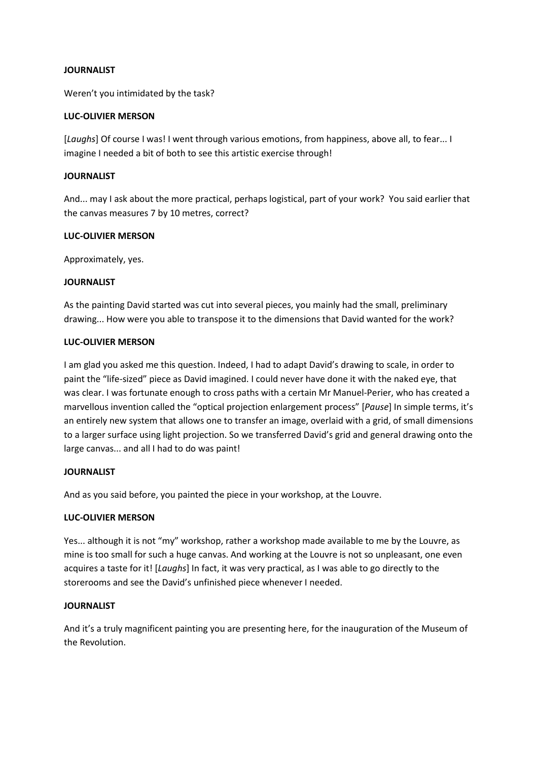**JOURNALIST**

Weren't you intimidated by the task?

**LUC-OLIVIER MERSON**

[*Laughs*] Of course I was! I went through various emotions, from happiness, above all, to fear... I imagine I needed a bit of both to see this artistic exercise through!

**JOURNALIST**

And... may I ask about the more practical, perhaps logistical, part of your work? You said earlier that the canvas measures 7 by 10 metres, correct?

**LUC-OLIVIER MERSON**

Approximately, yes.

**JOURNALIST**

As the painting David started was cut into several pieces, you mainly had the small, preliminary drawing... How were you able to transpose it to the dimensions that David wanted for the work?

**LUC-OLIVIER MERSON**

I am glad you asked me this question. Indeed, I had to adapt David's drawing to scale, in order to paint the "life-sized" piece as David imagined. I could never have done it with the naked eye, that was clear. I was fortunate enough to cross paths with a certain Mr Manuel-Perier, who has created a marvellous invention called the "optical projection enlargement process" [*Pause*] In simple terms, it's an entirely new system that allows one to transfer an image, overlaid with a grid, of small dimensions to a larger surface using light projection. So we transferred David's grid and general drawing onto the large canvas... and all I had to do was paint!

**JOURNALIST**

And as you said before, you painted the piece in your workshop, at the Louvre.

**LUC-OLIVIER MERSON**

Yes... although it is not "my" workshop, rather a workshop made available to me by the Louvre, as mine is too small for such a huge canvas. And working at the Louvre is not so unpleasant, one even acquires a taste for it! [*Laughs*] In fact, it was very practical, as I was able to go directly to the storerooms and see the David's unfinished piece whenever I needed.

**JOURNALIST**

And it's a truly magnificent painting you are presenting here, for the inauguration of the Museum of the Revolution.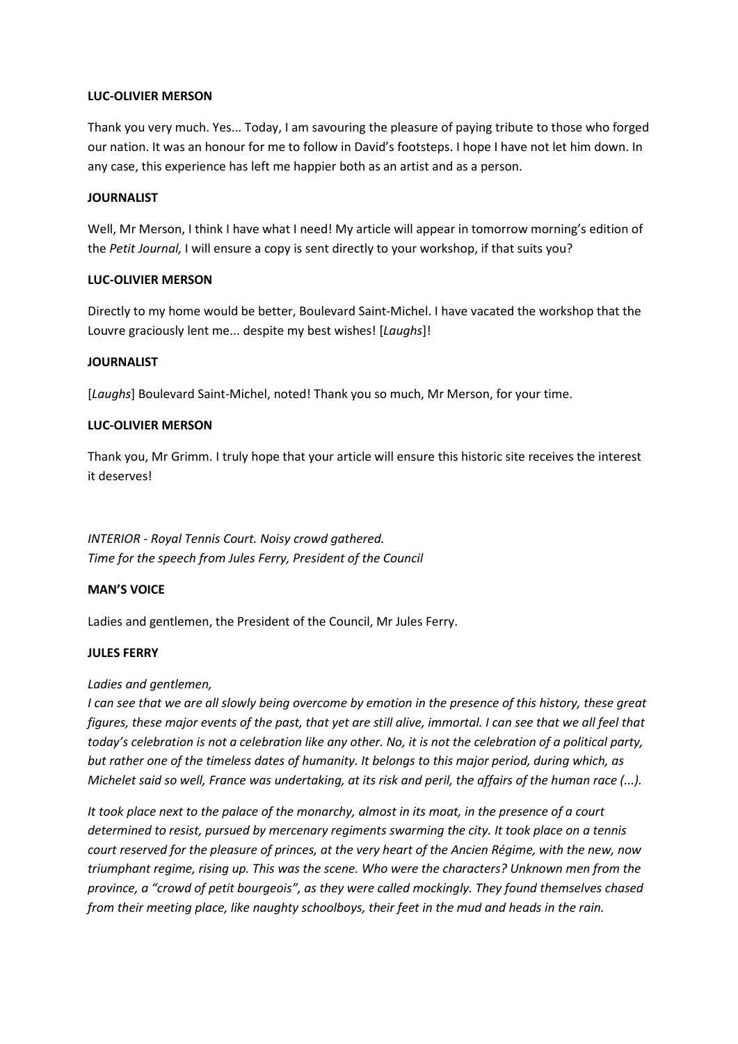**LUC-OLIVIER MERSON**

Thank you very much. Yes... Today, I am savouring the pleasure of paying tribute to those who forged our nation. It was an honour for me to follow in David's footsteps. I hope I have not let him down. In any case, this experience has left me happier both as an artist and as a person.

**JOURNALIST**

Well, Mr Merson, I think I have what I need! My article will appear in tomorrow morning's edition of the *Petit Journal,* I will ensure a copy is sent directly to your workshop, if that suits you?

**LUC-OLIVIER MERSON**

Directly to my home would be better, Boulevard Saint-Michel. I have vacated the workshop that the Louvre graciously lent me... despite my best wishes! [*Laughs*]!

**JOURNALIST**

[*Laughs*] Boulevard Saint-Michel, noted! Thank you so much, Mr Merson, for your time.

**LUC-OLIVIER MERSON**

Thank you, Mr Grimm. I truly hope that your article will ensure this historic site receives the interest it deserves!

*INTERIOR - Royal Tennis Court. Noisy crowd gathered.*
*Time for the speech from Jules Ferry, President of the Council*

**MAN'S VOICE**

Ladies and gentlemen, the President of the Council, Mr Jules Ferry.

**JULES FERRY**

*Ladies and gentlemen,*
*I can see that we are all slowly being overcome by emotion in the presence of this history, these great figures, these major events of the past, that yet are still alive, immortal. I can see that we all feel that today's celebration is not a celebration like any other. No, it is not the celebration of a political party, but rather one of the timeless dates of humanity. It belongs to this major period, during which, as Michelet said so well, France was undertaking, at its risk and peril, the affairs of the human race (...).*

*It took place next to the palace of the monarchy, almost in its moat, in the presence of a court determined to resist, pursued by mercenary regiments swarming the city. It took place on a tennis court reserved for the pleasure of princes, at the very heart of the Ancien Régime, with the new, now triumphant regime, rising up. This was the scene. Who were the characters? Unknown men from the province, a "crowd of petit bourgeois", as they were called mockingly. They found themselves chased from their meeting place, like naughty schoolboys, their feet in the mud and heads in the rain.*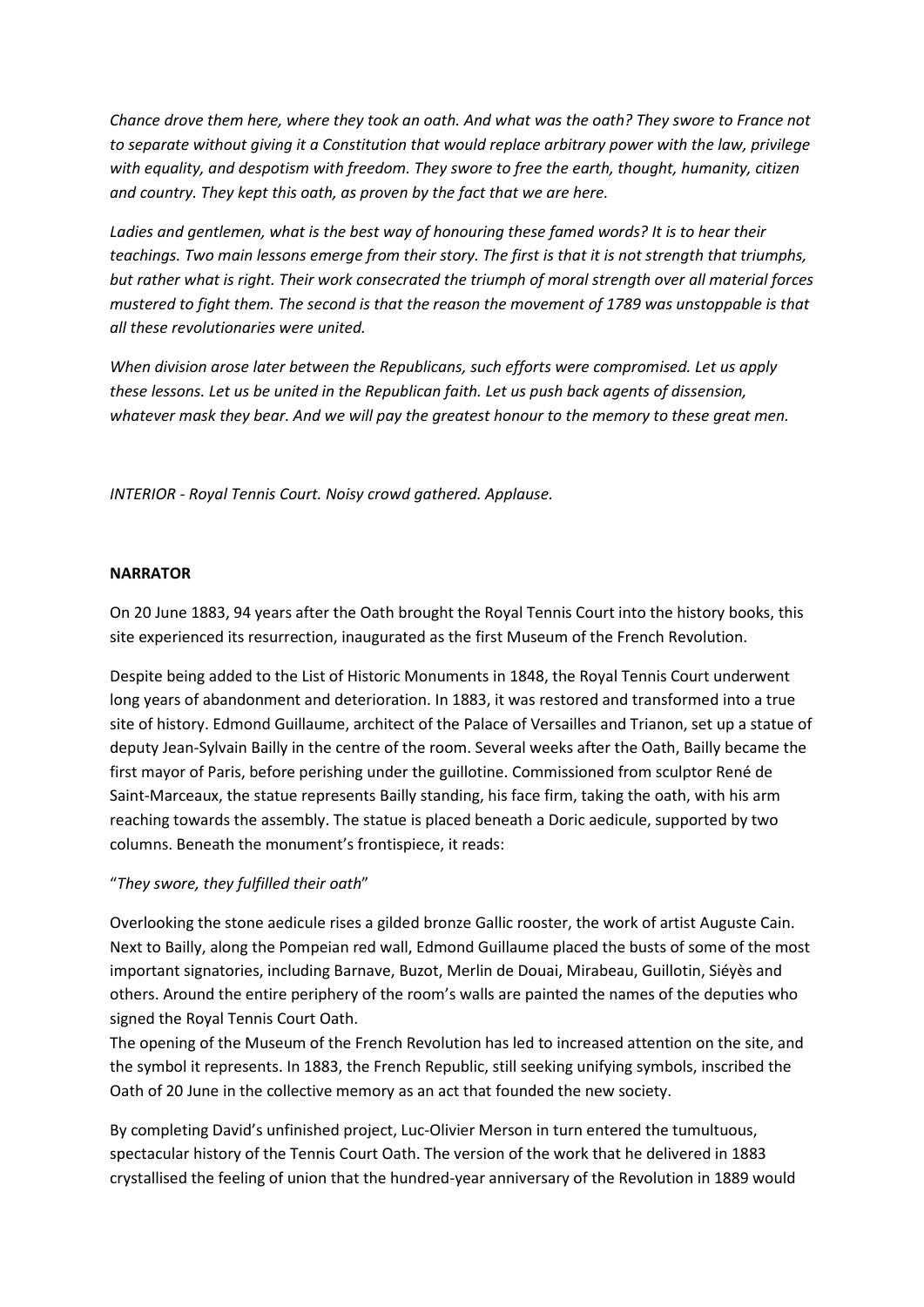*Chance drove them here, where they took an oath. And what was the oath? They swore to France not to separate without giving it a Constitution that would replace arbitrary power with the law, privilege with equality, and despotism with freedom. They swore to free the earth, thought, humanity, citizen and country. They kept this oath, as proven by the fact that we are here.*

*Ladies and gentlemen, what is the best way of honouring these famed words? It is to hear their teachings. Two main lessons emerge from their story. The first is that it is not strength that triumphs, but rather what is right. Their work consecrated the triumph of moral strength over all material forces mustered to fight them. The second is that the reason the movement of 1789 was unstoppable is that all these revolutionaries were united.*

*When division arose later between the Republicans, such efforts were compromised. Let us apply these lessons. Let us be united in the Republican faith. Let us push back agents of dissension, whatever mask they bear. And we will pay the greatest honour to the memory to these great men.*

*INTERIOR - Royal Tennis Court. Noisy crowd gathered. Applause.*

**NARRATOR**

On 20 June 1883, 94 years after the Oath brought the Royal Tennis Court into the history books, this site experienced its resurrection, inaugurated as the first Museum of the French Revolution.

Despite being added to the List of Historic Monuments in 1848, the Royal Tennis Court underwent long years of abandonment and deterioration. In 1883, it was restored and transformed into a true site of history. Edmond Guillaume, architect of the Palace of Versailles and Trianon, set up a statue of deputy Jean-Sylvain Bailly in the centre of the room. Several weeks after the Oath, Bailly became the first mayor of Paris, before perishing under the guillotine. Commissioned from sculptor René de Saint-Marceaux, the statue represents Bailly standing, his face firm, taking the oath, with his arm reaching towards the assembly. The statue is placed beneath a Doric aedicule, supported by two columns. Beneath the monument's frontispiece, it reads:

"*They swore, they fulfilled their oath*"

Overlooking the stone aedicule rises a gilded bronze Gallic rooster, the work of artist Auguste Cain. Next to Bailly, along the Pompeian red wall, Edmond Guillaume placed the busts of some of the most important signatories, including Barnave, Buzot, Merlin de Douai, Mirabeau, Guillotin, Siéyès and others. Around the entire periphery of the room's walls are painted the names of the deputies who signed the Royal Tennis Court Oath.
The opening of the Museum of the French Revolution has led to increased attention on the site, and the symbol it represents. In 1883, the French Republic, still seeking unifying symbols, inscribed the Oath of 20 June in the collective memory as an act that founded the new society.

By completing David's unfinished project, Luc-Olivier Merson in turn entered the tumultuous, spectacular history of the Tennis Court Oath. The version of the work that he delivered in 1883 crystallised the feeling of union that the hundred-year anniversary of the Revolution in 1889 would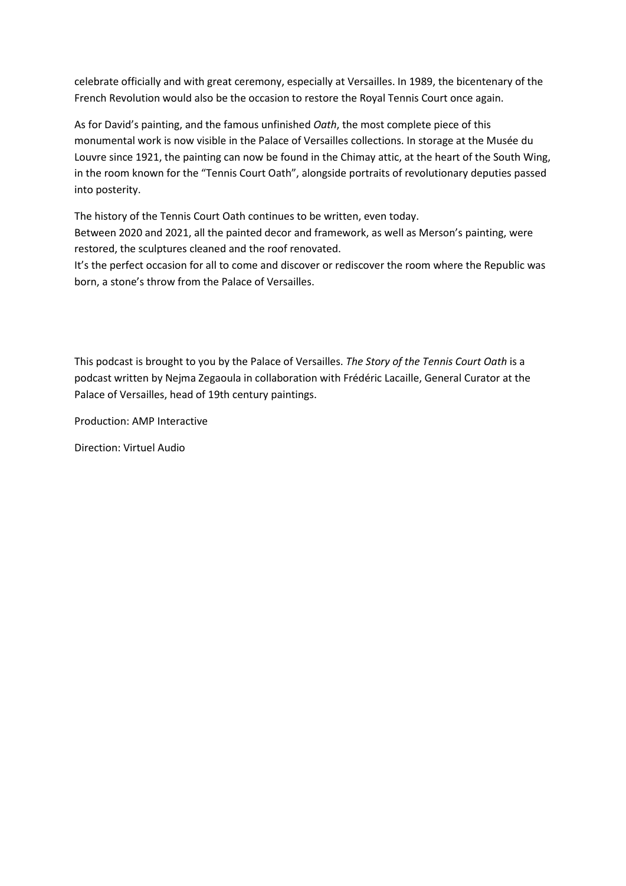celebrate officially and with great ceremony, especially at Versailles. In 1989, the bicentenary of the French Revolution would also be the occasion to restore the Royal Tennis Court once again.

As for David's painting, and the famous unfinished *Oath*, the most complete piece of this monumental work is now visible in the Palace of Versailles collections. In storage at the Musée du Louvre since 1921, the painting can now be found in the Chimay attic, at the heart of the South Wing, in the room known for the "Tennis Court Oath", alongside portraits of revolutionary deputies passed into posterity.

The history of the Tennis Court Oath continues to be written, even today.
Between 2020 and 2021, all the painted decor and framework, as well as Merson's painting, were restored, the sculptures cleaned and the roof renovated.
It's the perfect occasion for all to come and discover or rediscover the room where the Republic was born, a stone's throw from the Palace of Versailles.

This podcast is brought to you by the Palace of Versailles. *The Story of the Tennis Court Oath* is a podcast written by Nejma Zegaoula in collaboration with Frédéric Lacaille, General Curator at the Palace of Versailles, head of 19th century paintings.

Production: AMP Interactive

Direction: Virtuel Audio